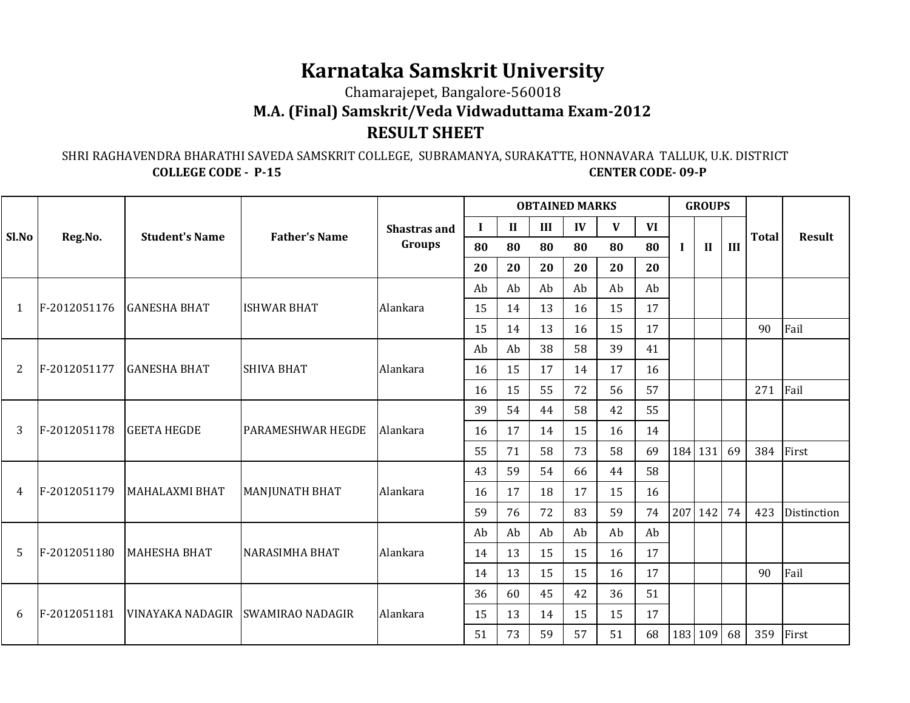# Karnataka Samskrit University

Chamarajepet, Bangalore-560018

## M.A. (Final) Samskrit/Veda Vidwaduttama Exam-2012

## RESULT SHEET

SHRI RAGHAVENDRA BHARATHI SAVEDA SAMSKRIT COLLEGE, SUBRAMANYA, SURAKATTE, HONNAVARA TALLUK, U.K. DISTRICT

**COLLEGE CODE - P-15** **CENTER CODE- 09-P**

| Sl.No | Reg.No. | Student's Name | Father's Name | Shastras and Groups | OBTAINED MARKS | | | | | | GROUPS | | | Total | Result |
|---|---|---|---|---|---|---|---|---|---|---|---|---|---|---|---|
| | | | | | I | II | III | IV | V | VI | I | II | III | | |
| | | | | | 80 | 80 | 80 | 80 | 80 | 80 | | | | | |
| | | | | | 20 | 20 | 20 | 20 | 20 | 20 | | | | | |
| | | | | | Ab | Ab | Ab | Ab | Ab | Ab | | | | | |
| 1 | F-2012051176 | GANESHA BHAT | ISHWAR BHAT | Alankara | 15 | 14 | 13 | 16 | 15 | 17 | | | | | |
| | | | | | 15 | 14 | 13 | 16 | 15 | 17 | | | | 90 | Fail |
| | | | | | Ab | Ab | 38 | 58 | 39 | 41 | | | | | |
| 2 | F-2012051177 | GANESHA BHAT | SHIVA BHAT | Alankara | 16 | 15 | 17 | 14 | 17 | 16 | | | | | |
| | | | | | 16 | 15 | 55 | 72 | 56 | 57 | | | | 271 | Fail |
| | | | | | 39 | 54 | 44 | 58 | 42 | 55 | | | | | |
| 3 | F-2012051178 | GEETA HEGDE | PARAMESHWAR HEGDE | Alankara | 16 | 17 | 14 | 15 | 16 | 14 | | | | | |
| | | | | | 55 | 71 | 58 | 73 | 58 | 69 | 184 | 131 | 69 | 384 | First |
| | | | | | 43 | 59 | 54 | 66 | 44 | 58 | | | | | |
| 4 | F-2012051179 | MAHALAXMI BHAT | MANJUNATH BHAT | Alankara | 16 | 17 | 18 | 17 | 15 | 16 | | | | | |
| | | | | | 59 | 76 | 72 | 83 | 59 | 74 | 207 | 142 | 74 | 423 | Distinction |
| | | | | | Ab | Ab | Ab | Ab | Ab | Ab | | | | | |
| 5 | F-2012051180 | MAHESHA BHAT | NARASIMHA BHAT | Alankara | 14 | 13 | 15 | 15 | 16 | 17 | | | | | |
| | | | | | 14 | 13 | 15 | 15 | 16 | 17 | | | | 90 | Fail |
| | | | | | 36 | 60 | 45 | 42 | 36 | 51 | | | | | |
| 6 | F-2012051181 | VINAYAKA NADAGIR | SWAMIRAO NADAGIR | Alankara | 15 | 13 | 14 | 15 | 15 | 17 | | | | | |
| | | | | | 51 | 73 | 59 | 57 | 51 | 68 | 183 | 109 | 68 | 359 | First |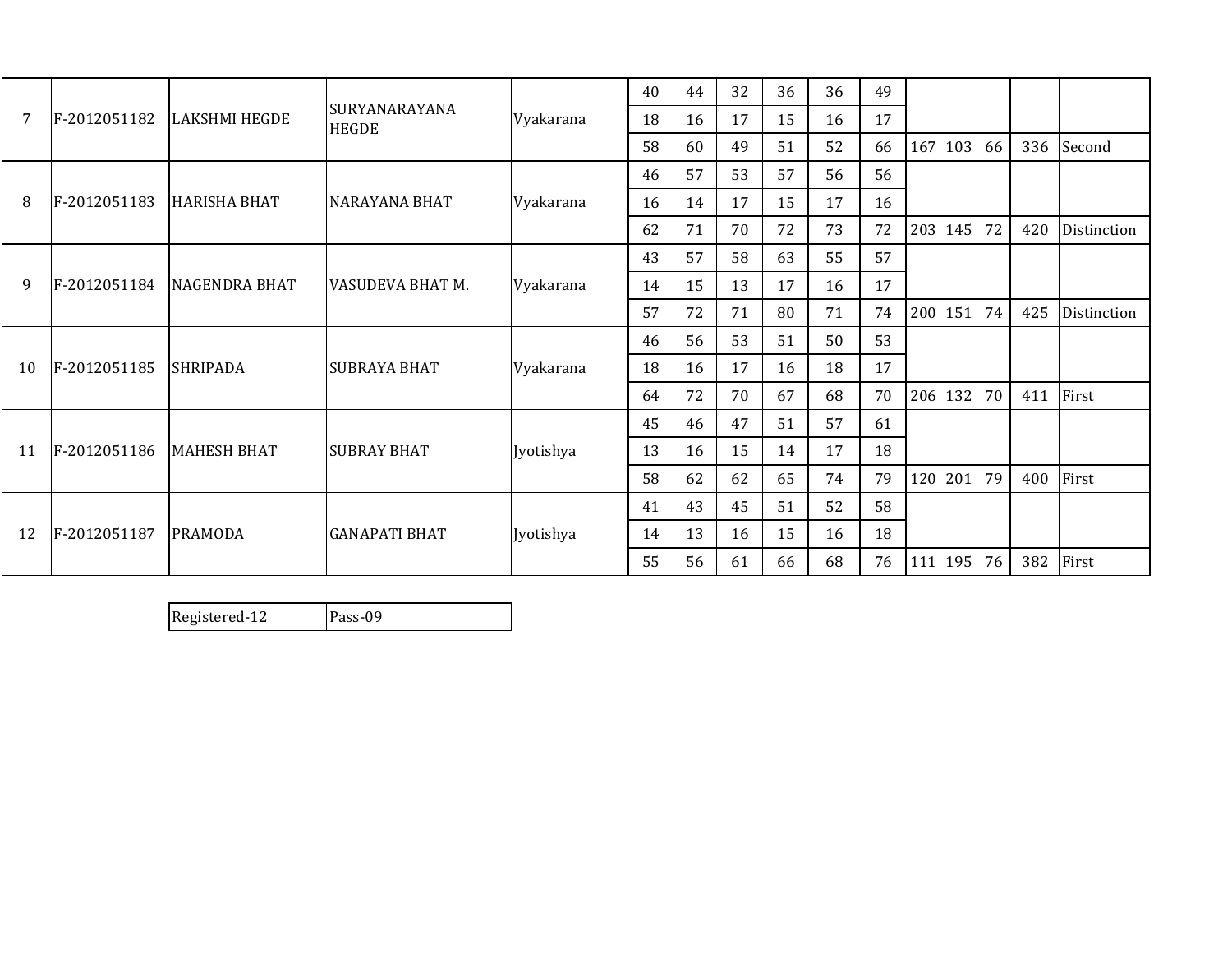| | | | | | | | | | | | | | | | | |
|---|---|---|---|---|---|---|---|---|---|---|---|---|---|---|---|---|
| 7 | F-2012051182 | LAKSHMI HEGDE | SURYANARAYANA HEGDE | Vyakarana | 40 | 44 | 32 | 36 | 36 | 49 | | | | | |
| | | | | | 18 | 16 | 17 | 15 | 16 | 17 | | | | | |
| | | | | | 58 | 60 | 49 | 51 | 52 | 66 | 167 | 103 | 66 | 336 | Second |
| 8 | F-2012051183 | HARISHA BHAT | NARAYANA BHAT | Vyakarana | 46 | 57 | 53 | 57 | 56 | 56 | | | | | |
| | | | | | 16 | 14 | 17 | 15 | 17 | 16 | | | | | |
| | | | | | 62 | 71 | 70 | 72 | 73 | 72 | 203 | 145 | 72 | 420 | Distinction |
| 9 | F-2012051184 | NAGENDRA BHAT | VASUDEVA BHAT M. | Vyakarana | 43 | 57 | 58 | 63 | 55 | 57 | | | | | |
| | | | | | 14 | 15 | 13 | 17 | 16 | 17 | | | | | |
| | | | | | 57 | 72 | 71 | 80 | 71 | 74 | 200 | 151 | 74 | 425 | Distinction |
| 10 | F-2012051185 | SHRIPADA | SUBRAYA BHAT | Vyakarana | 46 | 56 | 53 | 51 | 50 | 53 | | | | | |
| | | | | | 18 | 16 | 17 | 16 | 18 | 17 | | | | | |
| | | | | | 64 | 72 | 70 | 67 | 68 | 70 | 206 | 132 | 70 | 411 | First |
| 11 | F-2012051186 | MAHESH BHAT | SUBRAY BHAT | Jyotishya | 45 | 46 | 47 | 51 | 57 | 61 | | | | | |
| | | | | | 13 | 16 | 15 | 14 | 17 | 18 | | | | | |
| | | | | | 58 | 62 | 62 | 65 | 74 | 79 | 120 | 201 | 79 | 400 | First |
| 12 | F-2012051187 | PRAMODA | GANAPATI BHAT | Jyotishya | 41 | 43 | 45 | 51 | 52 | 58 | | | | | |
| | | | | | 14 | 13 | 16 | 15 | 16 | 18 | | | | | |
| | | | | | 55 | 56 | 61 | 66 | 68 | 76 | 111 | 195 | 76 | 382 | First |

| | |
|---|---|
| Registered-12 | Pass-09 |